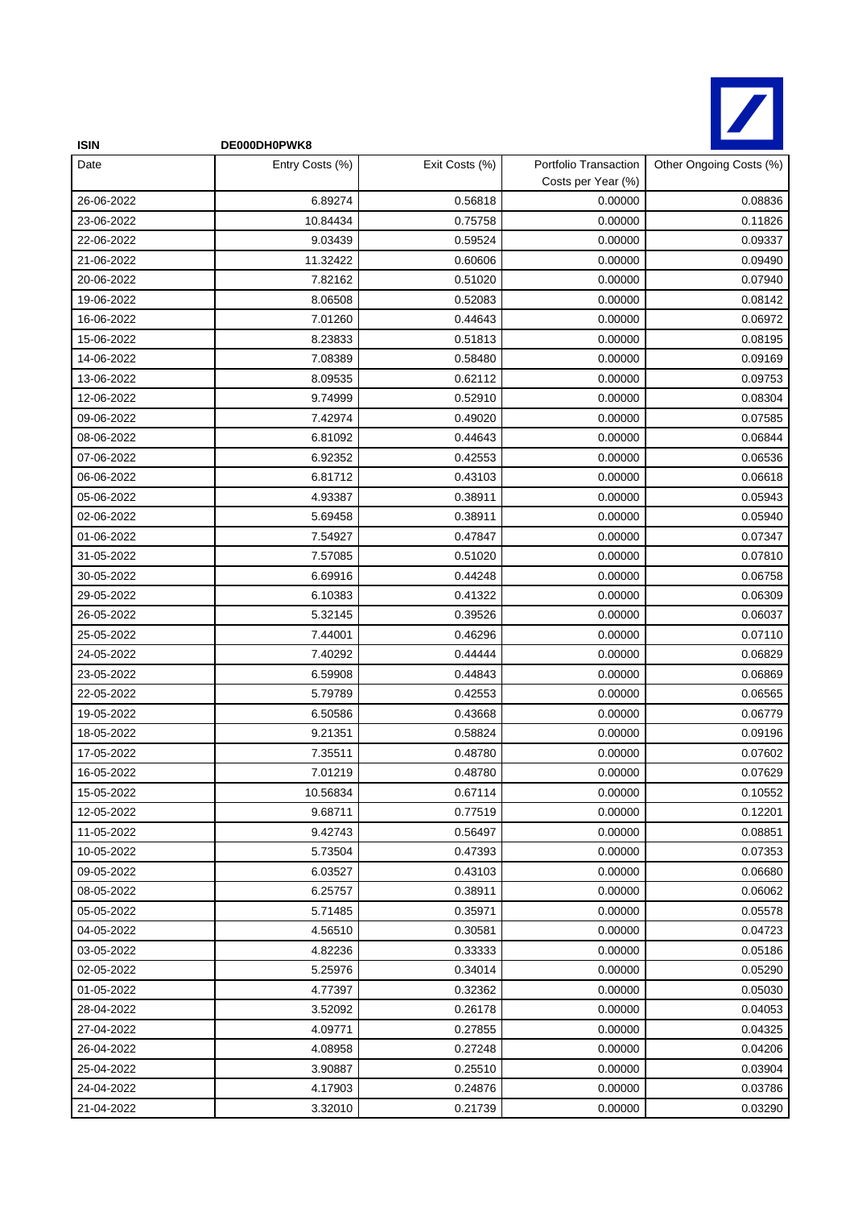| ISIN | DE000DH0PWK8 | | | |
|---|---|---|---|---|
| Date | Entry Costs (%) | Exit Costs (%) | Portfolio Transaction Costs per Year (%) | Other Ongoing Costs (%) |
| 26-06-2022 | 6.89274 | 0.56818 | 0.00000 | 0.08836 |
| 23-06-2022 | 10.84434 | 0.75758 | 0.00000 | 0.11826 |
| 22-06-2022 | 9.03439 | 0.59524 | 0.00000 | 0.09337 |
| 21-06-2022 | 11.32422 | 0.60606 | 0.00000 | 0.09490 |
| 20-06-2022 | 7.82162 | 0.51020 | 0.00000 | 0.07940 |
| 19-06-2022 | 8.06508 | 0.52083 | 0.00000 | 0.08142 |
| 16-06-2022 | 7.01260 | 0.44643 | 0.00000 | 0.06972 |
| 15-06-2022 | 8.23833 | 0.51813 | 0.00000 | 0.08195 |
| 14-06-2022 | 7.08389 | 0.58480 | 0.00000 | 0.09169 |
| 13-06-2022 | 8.09535 | 0.62112 | 0.00000 | 0.09753 |
| 12-06-2022 | 9.74999 | 0.52910 | 0.00000 | 0.08304 |
| 09-06-2022 | 7.42974 | 0.49020 | 0.00000 | 0.07585 |
| 08-06-2022 | 6.81092 | 0.44643 | 0.00000 | 0.06844 |
| 07-06-2022 | 6.92352 | 0.42553 | 0.00000 | 0.06536 |
| 06-06-2022 | 6.81712 | 0.43103 | 0.00000 | 0.06618 |
| 05-06-2022 | 4.93387 | 0.38911 | 0.00000 | 0.05943 |
| 02-06-2022 | 5.69458 | 0.38911 | 0.00000 | 0.05940 |
| 01-06-2022 | 7.54927 | 0.47847 | 0.00000 | 0.07347 |
| 31-05-2022 | 7.57085 | 0.51020 | 0.00000 | 0.07810 |
| 30-05-2022 | 6.69916 | 0.44248 | 0.00000 | 0.06758 |
| 29-05-2022 | 6.10383 | 0.41322 | 0.00000 | 0.06309 |
| 26-05-2022 | 5.32145 | 0.39526 | 0.00000 | 0.06037 |
| 25-05-2022 | 7.44001 | 0.46296 | 0.00000 | 0.07110 |
| 24-05-2022 | 7.40292 | 0.44444 | 0.00000 | 0.06829 |
| 23-05-2022 | 6.59908 | 0.44843 | 0.00000 | 0.06869 |
| 22-05-2022 | 5.79789 | 0.42553 | 0.00000 | 0.06565 |
| 19-05-2022 | 6.50586 | 0.43668 | 0.00000 | 0.06779 |
| 18-05-2022 | 9.21351 | 0.58824 | 0.00000 | 0.09196 |
| 17-05-2022 | 7.35511 | 0.48780 | 0.00000 | 0.07602 |
| 16-05-2022 | 7.01219 | 0.48780 | 0.00000 | 0.07629 |
| 15-05-2022 | 10.56834 | 0.67114 | 0.00000 | 0.10552 |
| 12-05-2022 | 9.68711 | 0.77519 | 0.00000 | 0.12201 |
| 11-05-2022 | 9.42743 | 0.56497 | 0.00000 | 0.08851 |
| 10-05-2022 | 5.73504 | 0.47393 | 0.00000 | 0.07353 |
| 09-05-2022 | 6.03527 | 0.43103 | 0.00000 | 0.06680 |
| 08-05-2022 | 6.25757 | 0.38911 | 0.00000 | 0.06062 |
| 05-05-2022 | 5.71485 | 0.35971 | 0.00000 | 0.05578 |
| 04-05-2022 | 4.56510 | 0.30581 | 0.00000 | 0.04723 |
| 03-05-2022 | 4.82236 | 0.33333 | 0.00000 | 0.05186 |
| 02-05-2022 | 5.25976 | 0.34014 | 0.00000 | 0.05290 |
| 01-05-2022 | 4.77397 | 0.32362 | 0.00000 | 0.05030 |
| 28-04-2022 | 3.52092 | 0.26178 | 0.00000 | 0.04053 |
| 27-04-2022 | 4.09771 | 0.27855 | 0.00000 | 0.04325 |
| 26-04-2022 | 4.08958 | 0.27248 | 0.00000 | 0.04206 |
| 25-04-2022 | 3.90887 | 0.25510 | 0.00000 | 0.03904 |
| 24-04-2022 | 4.17903 | 0.24876 | 0.00000 | 0.03786 |
| 21-04-2022 | 3.32010 | 0.21739 | 0.00000 | 0.03290 |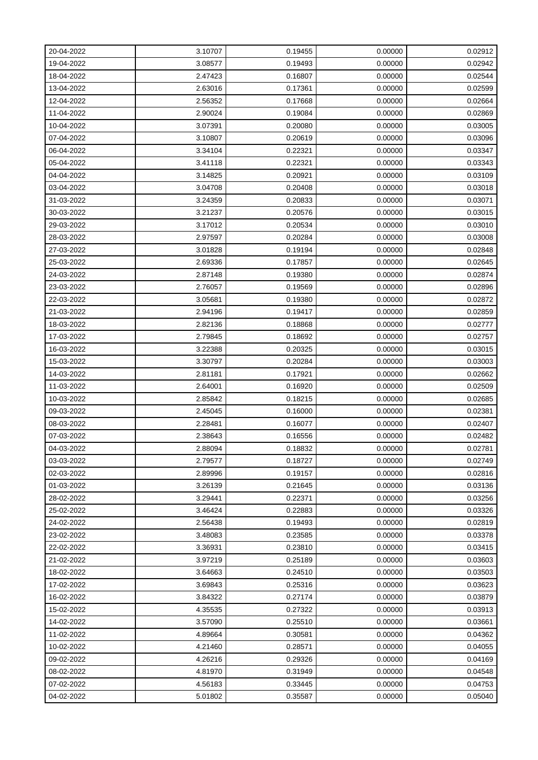| | | | | |
|---|---|---|---|---|
| 20-04-2022 | 3.10707 | 0.19455 | 0.00000 | 0.02912 |
| 19-04-2022 | 3.08577 | 0.19493 | 0.00000 | 0.02942 |
| 18-04-2022 | 2.47423 | 0.16807 | 0.00000 | 0.02544 |
| 13-04-2022 | 2.63016 | 0.17361 | 0.00000 | 0.02599 |
| 12-04-2022 | 2.56352 | 0.17668 | 0.00000 | 0.02664 |
| 11-04-2022 | 2.90024 | 0.19084 | 0.00000 | 0.02869 |
| 10-04-2022 | 3.07391 | 0.20080 | 0.00000 | 0.03005 |
| 07-04-2022 | 3.10807 | 0.20619 | 0.00000 | 0.03096 |
| 06-04-2022 | 3.34104 | 0.22321 | 0.00000 | 0.03347 |
| 05-04-2022 | 3.41118 | 0.22321 | 0.00000 | 0.03343 |
| 04-04-2022 | 3.14825 | 0.20921 | 0.00000 | 0.03109 |
| 03-04-2022 | 3.04708 | 0.20408 | 0.00000 | 0.03018 |
| 31-03-2022 | 3.24359 | 0.20833 | 0.00000 | 0.03071 |
| 30-03-2022 | 3.21237 | 0.20576 | 0.00000 | 0.03015 |
| 29-03-2022 | 3.17012 | 0.20534 | 0.00000 | 0.03010 |
| 28-03-2022 | 2.97597 | 0.20284 | 0.00000 | 0.03008 |
| 27-03-2022 | 3.01828 | 0.19194 | 0.00000 | 0.02848 |
| 25-03-2022 | 2.69336 | 0.17857 | 0.00000 | 0.02645 |
| 24-03-2022 | 2.87148 | 0.19380 | 0.00000 | 0.02874 |
| 23-03-2022 | 2.76057 | 0.19569 | 0.00000 | 0.02896 |
| 22-03-2022 | 3.05681 | 0.19380 | 0.00000 | 0.02872 |
| 21-03-2022 | 2.94196 | 0.19417 | 0.00000 | 0.02859 |
| 18-03-2022 | 2.82136 | 0.18868 | 0.00000 | 0.02777 |
| 17-03-2022 | 2.79845 | 0.18692 | 0.00000 | 0.02757 |
| 16-03-2022 | 3.22388 | 0.20325 | 0.00000 | 0.03015 |
| 15-03-2022 | 3.30797 | 0.20284 | 0.00000 | 0.03003 |
| 14-03-2022 | 2.81181 | 0.17921 | 0.00000 | 0.02662 |
| 11-03-2022 | 2.64001 | 0.16920 | 0.00000 | 0.02509 |
| 10-03-2022 | 2.85842 | 0.18215 | 0.00000 | 0.02685 |
| 09-03-2022 | 2.45045 | 0.16000 | 0.00000 | 0.02381 |
| 08-03-2022 | 2.28481 | 0.16077 | 0.00000 | 0.02407 |
| 07-03-2022 | 2.38643 | 0.16556 | 0.00000 | 0.02482 |
| 04-03-2022 | 2.88094 | 0.18832 | 0.00000 | 0.02781 |
| 03-03-2022 | 2.79577 | 0.18727 | 0.00000 | 0.02749 |
| 02-03-2022 | 2.89996 | 0.19157 | 0.00000 | 0.02816 |
| 01-03-2022 | 3.26139 | 0.21645 | 0.00000 | 0.03136 |
| 28-02-2022 | 3.29441 | 0.22371 | 0.00000 | 0.03256 |
| 25-02-2022 | 3.46424 | 0.22883 | 0.00000 | 0.03326 |
| 24-02-2022 | 2.56438 | 0.19493 | 0.00000 | 0.02819 |
| 23-02-2022 | 3.48083 | 0.23585 | 0.00000 | 0.03378 |
| 22-02-2022 | 3.36931 | 0.23810 | 0.00000 | 0.03415 |
| 21-02-2022 | 3.97219 | 0.25189 | 0.00000 | 0.03603 |
| 18-02-2022 | 3.64663 | 0.24510 | 0.00000 | 0.03503 |
| 17-02-2022 | 3.69843 | 0.25316 | 0.00000 | 0.03623 |
| 16-02-2022 | 3.84322 | 0.27174 | 0.00000 | 0.03879 |
| 15-02-2022 | 4.35535 | 0.27322 | 0.00000 | 0.03913 |
| 14-02-2022 | 3.57090 | 0.25510 | 0.00000 | 0.03661 |
| 11-02-2022 | 4.89664 | 0.30581 | 0.00000 | 0.04362 |
| 10-02-2022 | 4.21460 | 0.28571 | 0.00000 | 0.04055 |
| 09-02-2022 | 4.26216 | 0.29326 | 0.00000 | 0.04169 |
| 08-02-2022 | 4.81970 | 0.31949 | 0.00000 | 0.04548 |
| 07-02-2022 | 4.56183 | 0.33445 | 0.00000 | 0.04753 |
| 04-02-2022 | 5.01802 | 0.35587 | 0.00000 | 0.05040 |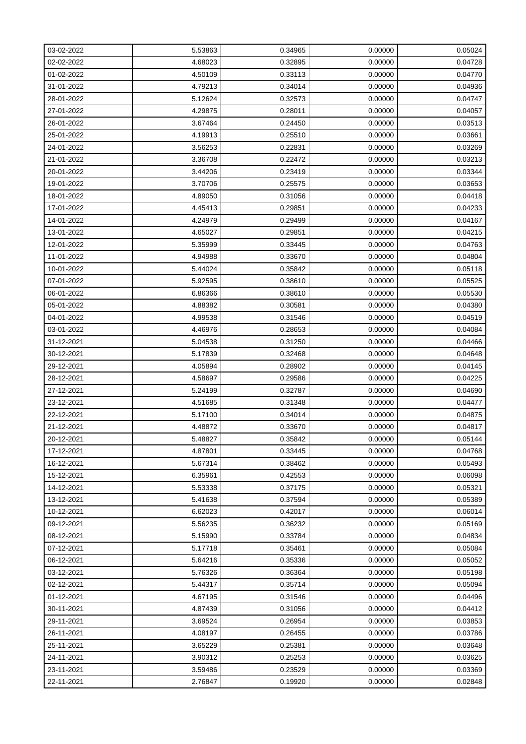| 03-02-2022 | 5.53863 | 0.34965 | 0.00000 | 0.05024 |
|---|---|---|---|---|
| 02-02-2022 | 4.68023 | 0.32895 | 0.00000 | 0.04728 |
| 01-02-2022 | 4.50109 | 0.33113 | 0.00000 | 0.04770 |
| 31-01-2022 | 4.79213 | 0.34014 | 0.00000 | 0.04936 |
| 28-01-2022 | 5.12624 | 0.32573 | 0.00000 | 0.04747 |
| 27-01-2022 | 4.29875 | 0.28011 | 0.00000 | 0.04057 |
| 26-01-2022 | 3.67464 | 0.24450 | 0.00000 | 0.03513 |
| 25-01-2022 | 4.19913 | 0.25510 | 0.00000 | 0.03661 |
| 24-01-2022 | 3.56253 | 0.22831 | 0.00000 | 0.03269 |
| 21-01-2022 | 3.36708 | 0.22472 | 0.00000 | 0.03213 |
| 20-01-2022 | 3.44206 | 0.23419 | 0.00000 | 0.03344 |
| 19-01-2022 | 3.70706 | 0.25575 | 0.00000 | 0.03653 |
| 18-01-2022 | 4.89050 | 0.31056 | 0.00000 | 0.04418 |
| 17-01-2022 | 4.45413 | 0.29851 | 0.00000 | 0.04233 |
| 14-01-2022 | 4.24979 | 0.29499 | 0.00000 | 0.04167 |
| 13-01-2022 | 4.65027 | 0.29851 | 0.00000 | 0.04215 |
| 12-01-2022 | 5.35999 | 0.33445 | 0.00000 | 0.04763 |
| 11-01-2022 | 4.94988 | 0.33670 | 0.00000 | 0.04804 |
| 10-01-2022 | 5.44024 | 0.35842 | 0.00000 | 0.05118 |
| 07-01-2022 | 5.92595 | 0.38610 | 0.00000 | 0.05525 |
| 06-01-2022 | 6.86366 | 0.38610 | 0.00000 | 0.05530 |
| 05-01-2022 | 4.88382 | 0.30581 | 0.00000 | 0.04380 |
| 04-01-2022 | 4.99538 | 0.31546 | 0.00000 | 0.04519 |
| 03-01-2022 | 4.46976 | 0.28653 | 0.00000 | 0.04084 |
| 31-12-2021 | 5.04538 | 0.31250 | 0.00000 | 0.04466 |
| 30-12-2021 | 5.17839 | 0.32468 | 0.00000 | 0.04648 |
| 29-12-2021 | 4.05894 | 0.28902 | 0.00000 | 0.04145 |
| 28-12-2021 | 4.58697 | 0.29586 | 0.00000 | 0.04225 |
| 27-12-2021 | 5.24199 | 0.32787 | 0.00000 | 0.04690 |
| 23-12-2021 | 4.51685 | 0.31348 | 0.00000 | 0.04477 |
| 22-12-2021 | 5.17100 | 0.34014 | 0.00000 | 0.04875 |
| 21-12-2021 | 4.48872 | 0.33670 | 0.00000 | 0.04817 |
| 20-12-2021 | 5.48827 | 0.35842 | 0.00000 | 0.05144 |
| 17-12-2021 | 4.87801 | 0.33445 | 0.00000 | 0.04768 |
| 16-12-2021 | 5.67314 | 0.38462 | 0.00000 | 0.05493 |
| 15-12-2021 | 6.35961 | 0.42553 | 0.00000 | 0.06098 |
| 14-12-2021 | 5.53338 | 0.37175 | 0.00000 | 0.05321 |
| 13-12-2021 | 5.41638 | 0.37594 | 0.00000 | 0.05389 |
| 10-12-2021 | 6.62023 | 0.42017 | 0.00000 | 0.06014 |
| 09-12-2021 | 5.56235 | 0.36232 | 0.00000 | 0.05169 |
| 08-12-2021 | 5.15990 | 0.33784 | 0.00000 | 0.04834 |
| 07-12-2021 | 5.17718 | 0.35461 | 0.00000 | 0.05084 |
| 06-12-2021 | 5.64216 | 0.35336 | 0.00000 | 0.05052 |
| 03-12-2021 | 5.76326 | 0.36364 | 0.00000 | 0.05198 |
| 02-12-2021 | 5.44317 | 0.35714 | 0.00000 | 0.05094 |
| 01-12-2021 | 4.67195 | 0.31546 | 0.00000 | 0.04496 |
| 30-11-2021 | 4.87439 | 0.31056 | 0.00000 | 0.04412 |
| 29-11-2021 | 3.69524 | 0.26954 | 0.00000 | 0.03853 |
| 26-11-2021 | 4.08197 | 0.26455 | 0.00000 | 0.03786 |
| 25-11-2021 | 3.65229 | 0.25381 | 0.00000 | 0.03648 |
| 24-11-2021 | 3.90312 | 0.25253 | 0.00000 | 0.03625 |
| 23-11-2021 | 3.59486 | 0.23529 | 0.00000 | 0.03369 |
| 22-11-2021 | 2.76847 | 0.19920 | 0.00000 | 0.02848 |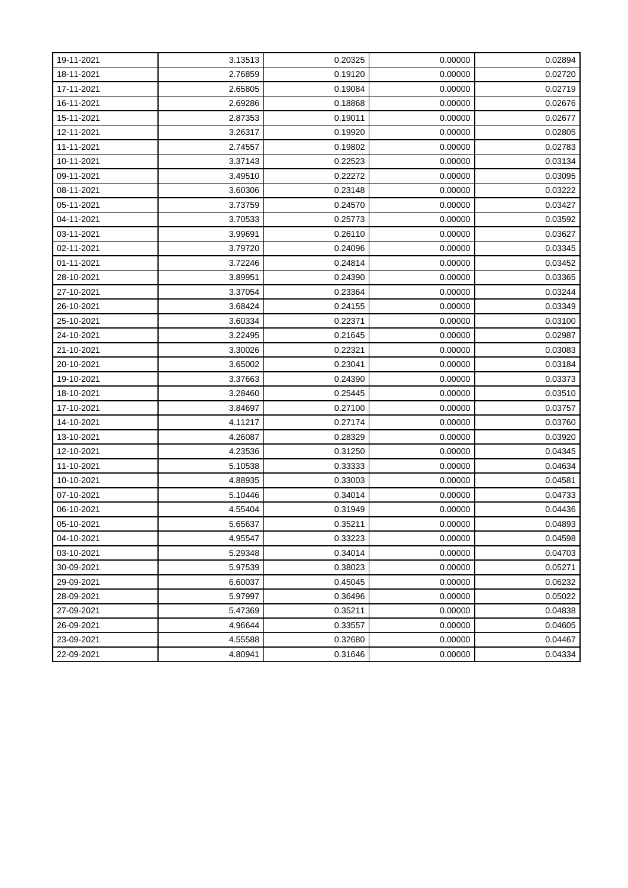| | | | | |
|---|---|---|---|---|
| 19-11-2021 | 3.13513 | 0.20325 | 0.00000 | 0.02894 |
| 18-11-2021 | 2.76859 | 0.19120 | 0.00000 | 0.02720 |
| 17-11-2021 | 2.65805 | 0.19084 | 0.00000 | 0.02719 |
| 16-11-2021 | 2.69286 | 0.18868 | 0.00000 | 0.02676 |
| 15-11-2021 | 2.87353 | 0.19011 | 0.00000 | 0.02677 |
| 12-11-2021 | 3.26317 | 0.19920 | 0.00000 | 0.02805 |
| 11-11-2021 | 2.74557 | 0.19802 | 0.00000 | 0.02783 |
| 10-11-2021 | 3.37143 | 0.22523 | 0.00000 | 0.03134 |
| 09-11-2021 | 3.49510 | 0.22272 | 0.00000 | 0.03095 |
| 08-11-2021 | 3.60306 | 0.23148 | 0.00000 | 0.03222 |
| 05-11-2021 | 3.73759 | 0.24570 | 0.00000 | 0.03427 |
| 04-11-2021 | 3.70533 | 0.25773 | 0.00000 | 0.03592 |
| 03-11-2021 | 3.99691 | 0.26110 | 0.00000 | 0.03627 |
| 02-11-2021 | 3.79720 | 0.24096 | 0.00000 | 0.03345 |
| 01-11-2021 | 3.72246 | 0.24814 | 0.00000 | 0.03452 |
| 28-10-2021 | 3.89951 | 0.24390 | 0.00000 | 0.03365 |
| 27-10-2021 | 3.37054 | 0.23364 | 0.00000 | 0.03244 |
| 26-10-2021 | 3.68424 | 0.24155 | 0.00000 | 0.03349 |
| 25-10-2021 | 3.60334 | 0.22371 | 0.00000 | 0.03100 |
| 24-10-2021 | 3.22495 | 0.21645 | 0.00000 | 0.02987 |
| 21-10-2021 | 3.30026 | 0.22321 | 0.00000 | 0.03083 |
| 20-10-2021 | 3.65002 | 0.23041 | 0.00000 | 0.03184 |
| 19-10-2021 | 3.37663 | 0.24390 | 0.00000 | 0.03373 |
| 18-10-2021 | 3.28460 | 0.25445 | 0.00000 | 0.03510 |
| 17-10-2021 | 3.84697 | 0.27100 | 0.00000 | 0.03757 |
| 14-10-2021 | 4.11217 | 0.27174 | 0.00000 | 0.03760 |
| 13-10-2021 | 4.26087 | 0.28329 | 0.00000 | 0.03920 |
| 12-10-2021 | 4.23536 | 0.31250 | 0.00000 | 0.04345 |
| 11-10-2021 | 5.10538 | 0.33333 | 0.00000 | 0.04634 |
| 10-10-2021 | 4.88935 | 0.33003 | 0.00000 | 0.04581 |
| 07-10-2021 | 5.10446 | 0.34014 | 0.00000 | 0.04733 |
| 06-10-2021 | 4.55404 | 0.31949 | 0.00000 | 0.04436 |
| 05-10-2021 | 5.65637 | 0.35211 | 0.00000 | 0.04893 |
| 04-10-2021 | 4.95547 | 0.33223 | 0.00000 | 0.04598 |
| 03-10-2021 | 5.29348 | 0.34014 | 0.00000 | 0.04703 |
| 30-09-2021 | 5.97539 | 0.38023 | 0.00000 | 0.05271 |
| 29-09-2021 | 6.60037 | 0.45045 | 0.00000 | 0.06232 |
| 28-09-2021 | 5.97997 | 0.36496 | 0.00000 | 0.05022 |
| 27-09-2021 | 5.47369 | 0.35211 | 0.00000 | 0.04838 |
| 26-09-2021 | 4.96644 | 0.33557 | 0.00000 | 0.04605 |
| 23-09-2021 | 4.55588 | 0.32680 | 0.00000 | 0.04467 |
| 22-09-2021 | 4.80941 | 0.31646 | 0.00000 | 0.04334 |